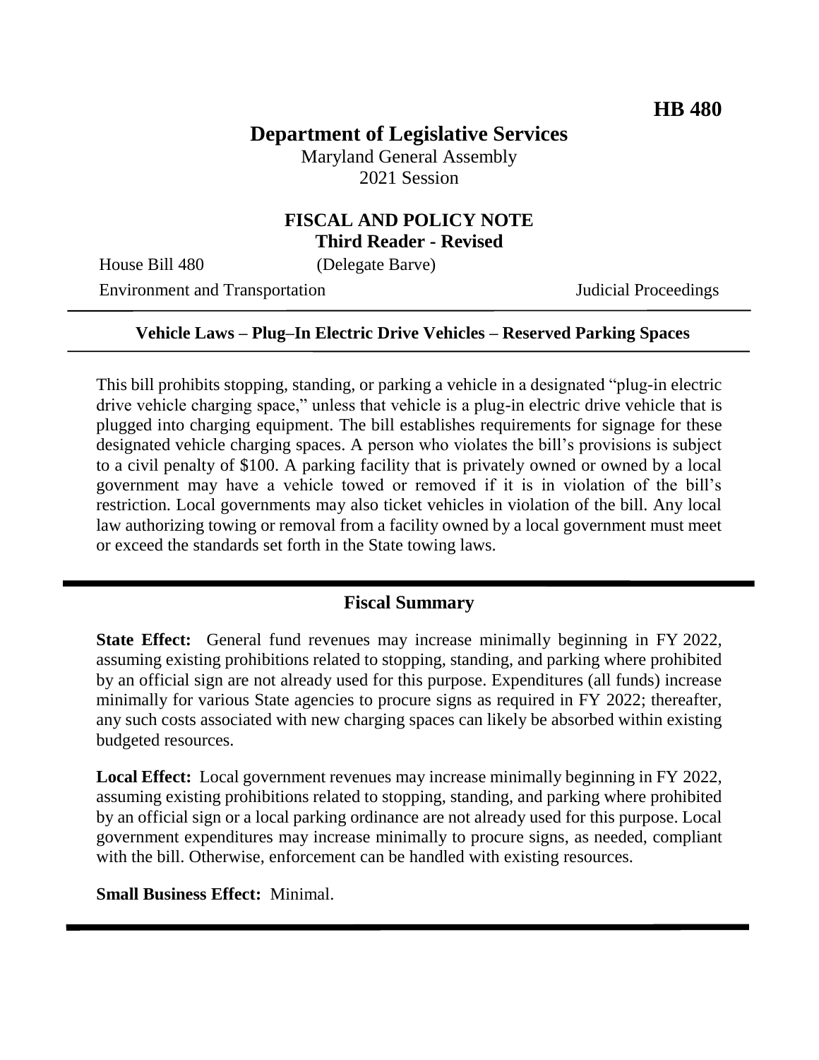**HB 480**

# Department of Legislative Services

Maryland General Assembly
2021 Session

## FISCAL AND POLICY NOTE
**Third Reader - Revised**

House Bill 480 (Delegate Barve)
Environment and Transportation Judicial Proceedings

---

**Vehicle Laws – Plug–In Electric Drive Vehicles – Reserved Parking Spaces**

---

This bill prohibits stopping, standing, or parking a vehicle in a designated "plug-in electric drive vehicle charging space," unless that vehicle is a plug-in electric drive vehicle that is plugged into charging equipment. The bill establishes requirements for signage for these designated vehicle charging spaces. A person who violates the bill's provisions is subject to a civil penalty of $100. A parking facility that is privately owned or owned by a local government may have a vehicle towed or removed if it is in violation of the bill's restriction. Local governments may also ticket vehicles in violation of the bill. Any local law authorizing towing or removal from a facility owned by a local government must meet or exceed the standards set forth in the State towing laws.

---

## Fiscal Summary

**State Effect:** General fund revenues may increase minimally beginning in FY 2022, assuming existing prohibitions related to stopping, standing, and parking where prohibited by an official sign are not already used for this purpose. Expenditures (all funds) increase minimally for various State agencies to procure signs as required in FY 2022; thereafter, any such costs associated with new charging spaces can likely be absorbed within existing budgeted resources.

**Local Effect:** Local government revenues may increase minimally beginning in FY 2022, assuming existing prohibitions related to stopping, standing, and parking where prohibited by an official sign or a local parking ordinance are not already used for this purpose. Local government expenditures may increase minimally to procure signs, as needed, compliant with the bill. Otherwise, enforcement can be handled with existing resources.

**Small Business Effect:** Minimal.

---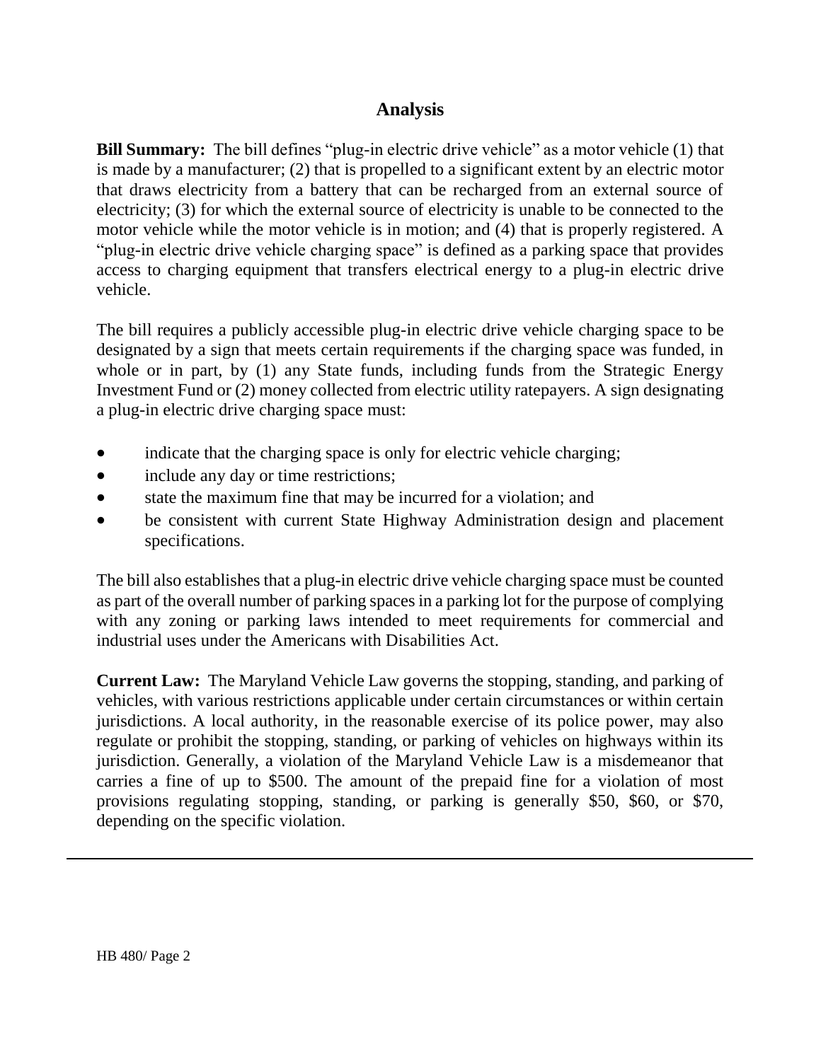## Analysis

**Bill Summary:** The bill defines "plug-in electric drive vehicle" as a motor vehicle (1) that is made by a manufacturer; (2) that is propelled to a significant extent by an electric motor that draws electricity from a battery that can be recharged from an external source of electricity; (3) for which the external source of electricity is unable to be connected to the motor vehicle while the motor vehicle is in motion; and (4) that is properly registered. A "plug-in electric drive vehicle charging space" is defined as a parking space that provides access to charging equipment that transfers electrical energy to a plug-in electric drive vehicle.

The bill requires a publicly accessible plug-in electric drive vehicle charging space to be designated by a sign that meets certain requirements if the charging space was funded, in whole or in part, by (1) any State funds, including funds from the Strategic Energy Investment Fund or (2) money collected from electric utility ratepayers. A sign designating a plug-in electric drive charging space must:

- indicate that the charging space is only for electric vehicle charging;
- include any day or time restrictions;
- state the maximum fine that may be incurred for a violation; and
- be consistent with current State Highway Administration design and placement specifications.

The bill also establishes that a plug-in electric drive vehicle charging space must be counted as part of the overall number of parking spaces in a parking lot for the purpose of complying with any zoning or parking laws intended to meet requirements for commercial and industrial uses under the Americans with Disabilities Act.

**Current Law:** The Maryland Vehicle Law governs the stopping, standing, and parking of vehicles, with various restrictions applicable under certain circumstances or within certain jurisdictions. A local authority, in the reasonable exercise of its police power, may also regulate or prohibit the stopping, standing, or parking of vehicles on highways within its jurisdiction. Generally, a violation of the Maryland Vehicle Law is a misdemeanor that carries a fine of up to $500. The amount of the prepaid fine for a violation of most provisions regulating stopping, standing, or parking is generally $50, $60, or $70, depending on the specific violation.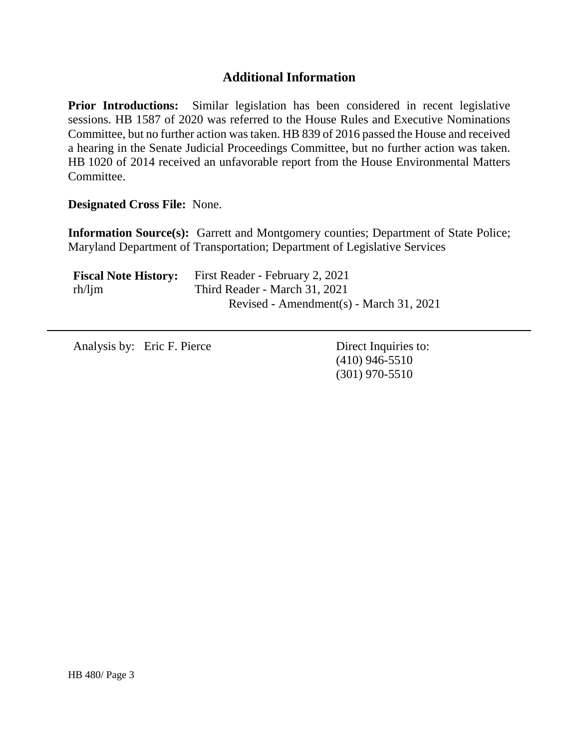## Additional Information

**Prior Introductions:** Similar legislation has been considered in recent legislative sessions. HB 1587 of 2020 was referred to the House Rules and Executive Nominations Committee, but no further action was taken. HB 839 of 2016 passed the House and received a hearing in the Senate Judicial Proceedings Committee, but no further action was taken. HB 1020 of 2014 received an unfavorable report from the House Environmental Matters Committee.

**Designated Cross File:** None.

**Information Source(s):** Garrett and Montgomery counties; Department of State Police; Maryland Department of Transportation; Department of Legislative Services

| | |
|---|---|
| **Fiscal Note History:** | First Reader - February 2, 2021 |
| rh/ljm | Third Reader - March 31, 2021 |
| | Revised - Amendment(s) - March 31, 2021 |

---

Analysis by: Eric F. Pierce

Direct Inquiries to:
(410) 946-5510
(301) 970-5510